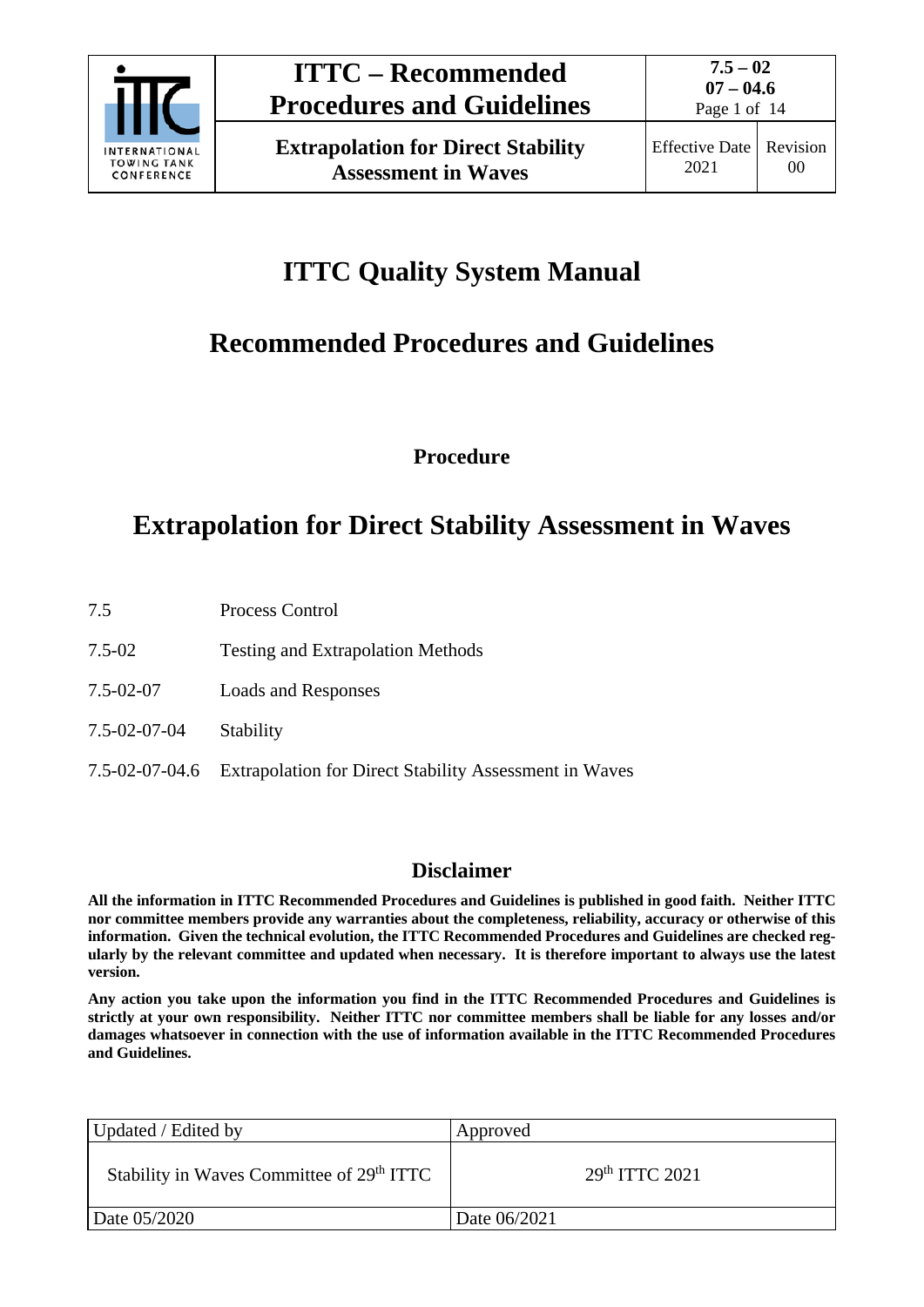# ITTC Quality System Manual

# Recommended Procedures and Guidelines

**Procedure**

# Extrapolation for Direct Stability Assessment in Waves

| | |
|---|---|
| 7.5 | Process Control |
| 7.5-02 | Testing and Extrapolation Methods |
| 7.5-02-07 | Loads and Responses |
| 7.5-02-07-04 | Stability |
| 7.5-02-07-04.6 | Extrapolation for Direct Stability Assessment in Waves |

## Disclaimer

**All the information in ITTC Recommended Procedures and Guidelines is published in good faith. Neither ITTC nor committee members provide any warranties about the completeness, reliability, accuracy or otherwise of this information. Given the technical evolution, the ITTC Recommended Procedures and Guidelines are checked regularly by the relevant committee and updated when necessary. It is therefore important to always use the latest version.**

**Any action you take upon the information you find in the ITTC Recommended Procedures and Guidelines is strictly at your own responsibility. Neither ITTC nor committee members shall be liable for any losses and/or damages whatsoever in connection with the use of information available in the ITTC Recommended Procedures and Guidelines.**

| Updated / Edited by | Approved |
|---|---|
| Stability in Waves Committee of 29th ITTC | 29th ITTC 2021 |
| Date 05/2020 | Date 06/2021 |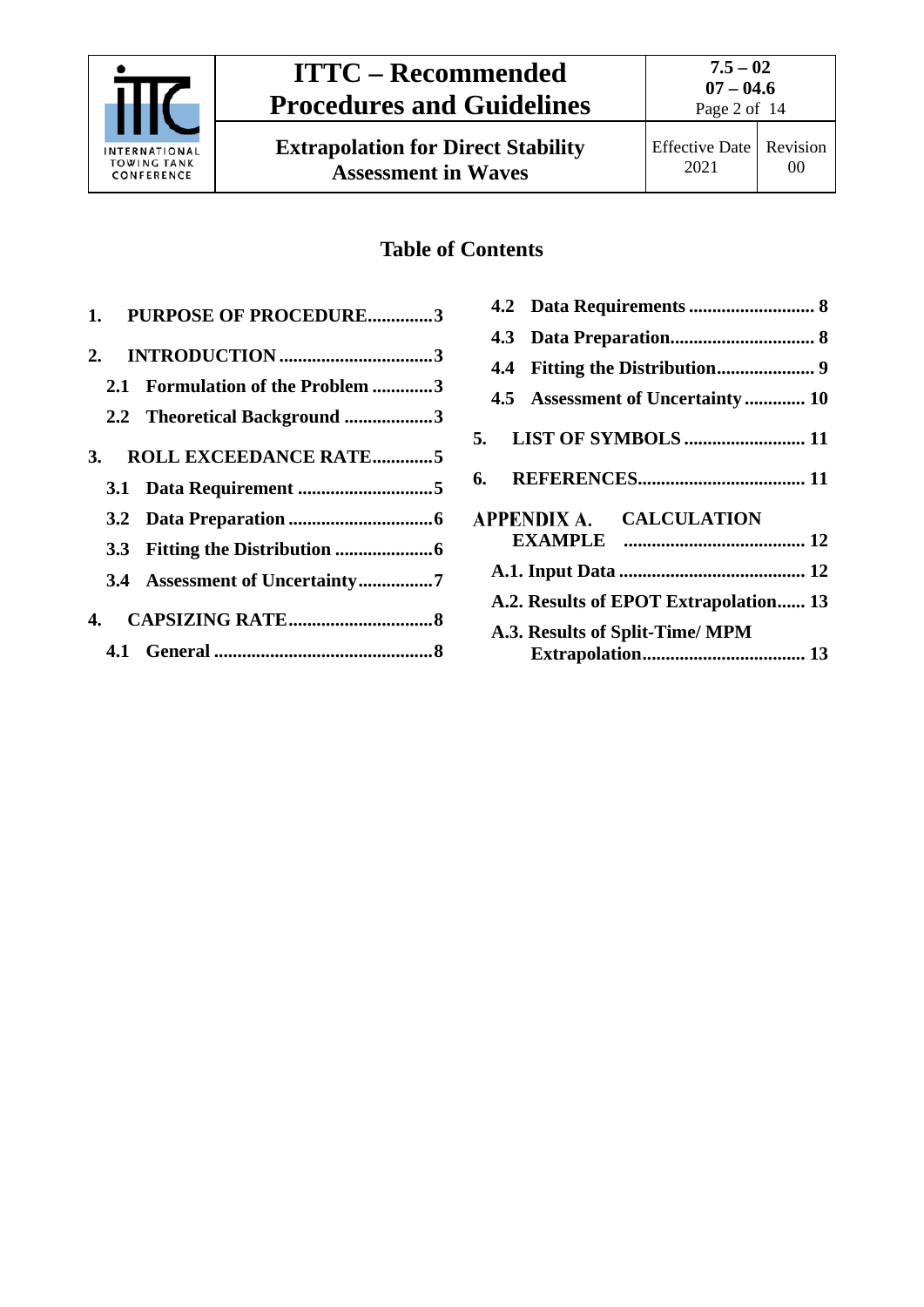## Table of Contents

1. PURPOSE OF PROCEDURE ............ 3
2. INTRODUCTION ............ 3
   - 2.1 Formulation of the Problem ............ 3
   - 2.2 Theoretical Background ............ 3
3. ROLL EXCEEDANCE RATE ............ 5
   - 3.1 Data Requirement ............ 5
   - 3.2 Data Preparation ............ 6
   - 3.3 Fitting the Distribution ............ 6
   - 3.4 Assessment of Uncertainty ............ 7
4. CAPSIZING RATE ............ 8
   - 4.1 General ............ 8
   - 4.2 Data Requirements ............ 8
   - 4.3 Data Preparation ............ 8
   - 4.4 Fitting the Distribution ............ 9
   - 4.5 Assessment of Uncertainty ............ 10
5. LIST OF SYMBOLS ............ 11
6. REFERENCES ............ 11

APPENDIX A. CALCULATION EXAMPLE ............ 12
   - A.1. Input Data ............ 12
   - A.2. Results of EPOT Extrapolation ............ 13
   - A.3. Results of Split-Time/ MPM Extrapolation ............ 13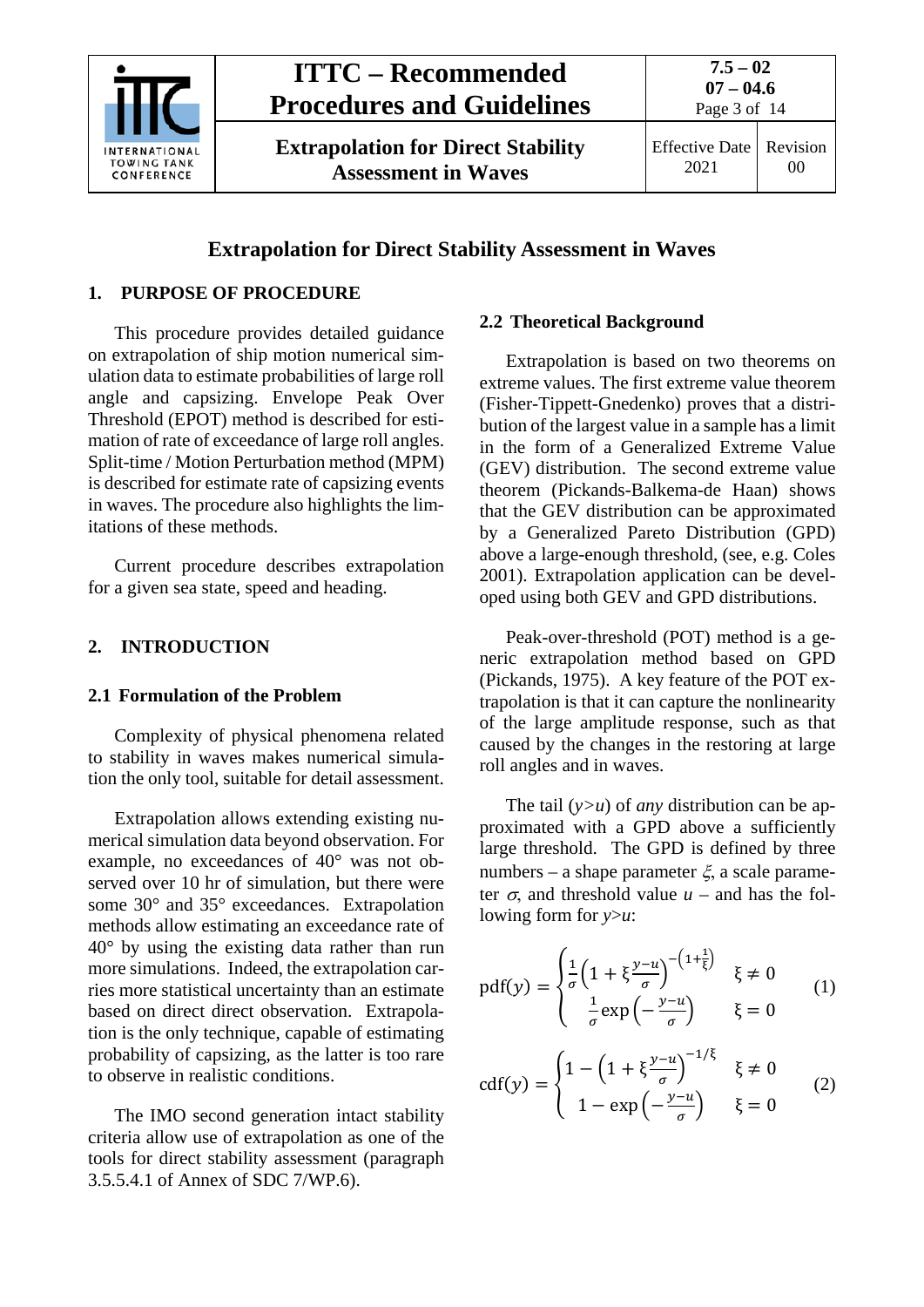# Extrapolation for Direct Stability Assessment in Waves

## 1. PURPOSE OF PROCEDURE

This procedure provides detailed guidance on extrapolation of ship motion numerical simulation data to estimate probabilities of large roll angle and capsizing. Envelope Peak Over Threshold (EPOT) method is described for estimation of rate of exceedance of large roll angles. Split-time / Motion Perturbation method (MPM) is described for estimate rate of capsizing events in waves. The procedure also highlights the limitations of these methods.

Current procedure describes extrapolation for a given sea state, speed and heading.

## 2. INTRODUCTION

### 2.1 Formulation of the Problem

Complexity of physical phenomena related to stability in waves makes numerical simulation the only tool, suitable for detail assessment.

Extrapolation allows extending existing numerical simulation data beyond observation. For example, no exceedances of 40° was not observed over 10 hr of simulation, but there were some 30° and 35° exceedances. Extrapolation methods allow estimating an exceedance rate of 40° by using the existing data rather than run more simulations. Indeed, the extrapolation carries more statistical uncertainty than an estimate based on direct direct observation. Extrapolation is the only technique, capable of estimating probability of capsizing, as the latter is too rare to observe in realistic conditions.

The IMO second generation intact stability criteria allow use of extrapolation as one of the tools for direct stability assessment (paragraph 3.5.5.4.1 of Annex of SDC 7/WP.6).

### 2.2 Theoretical Background

Extrapolation is based on two theorems on extreme values. The first extreme value theorem (Fisher-Tippett-Gnedenko) proves that a distribution of the largest value in a sample has a limit in the form of a Generalized Extreme Value (GEV) distribution. The second extreme value theorem (Pickands-Balkema-de Haan) shows that the GEV distribution can be approximated by a Generalized Pareto Distribution (GPD) above a large-enough threshold, (see, e.g. Coles 2001). Extrapolation application can be developed using both GEV and GPD distributions.

Peak-over-threshold (POT) method is a generic extrapolation method based on GPD (Pickands, 1975). A key feature of the POT extrapolation is that it can capture the nonlinearity of the large amplitude response, such as that caused by the changes in the restoring at large roll angles and in waves.

The tail ($y>u$) of *any* distribution can be approximated with a GPD above a sufficiently large threshold. The GPD is defined by three numbers – a shape parameter $\xi$, a scale parameter $\sigma$, and threshold value $u$ – and has the following form for $y>u$:

$$\text{pdf}(y) = \begin{cases} \frac{1}{\sigma}\left(1+\xi\frac{y-u}{\sigma}\right)^{-\left(1+\frac{1}{\xi}\right)} & \xi \neq 0 \\ \frac{1}{\sigma}\exp\left(-\frac{y-u}{\sigma}\right) & \xi = 0 \end{cases} \quad (1)$$

$$\text{cdf}(y) = \begin{cases} 1-\left(1+\xi\frac{y-u}{\sigma}\right)^{-1/\xi} & \xi \neq 0 \\ 1-\exp\left(-\frac{y-u}{\sigma}\right) & \xi = 0 \end{cases} \quad (2)$$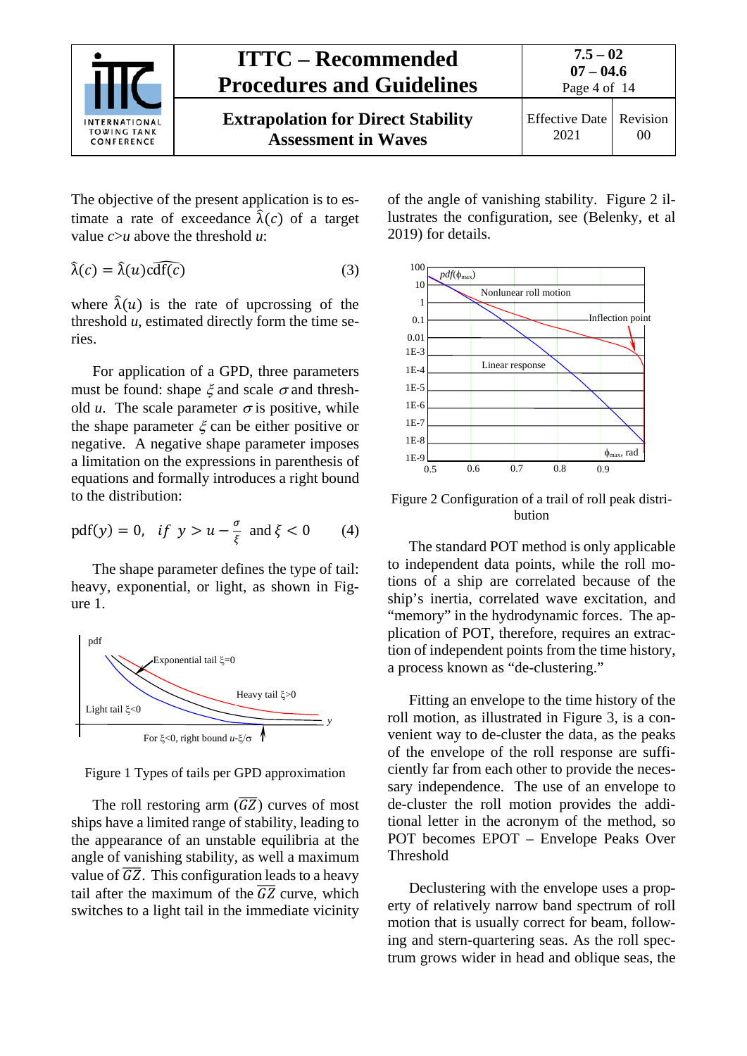The objective of the present application is to estimate a rate of exceedance $\hat{\lambda}(c)$ of a target value $c>u$ above the threshold $u$:

$$\hat{\lambda}(c) = \hat{\lambda}(u)\widehat{\mathrm{cdf}(c)} \qquad (3)$$

where $\hat{\lambda}(u)$ is the rate of upcrossing of the threshold $u$, estimated directly form the time series.

For application of a GPD, three parameters must be found: shape $\xi$ and scale $\sigma$ and threshold $u$. The scale parameter $\sigma$ is positive, while the shape parameter $\xi$ can be either positive or negative. A negative shape parameter imposes a limitation on the expressions in parenthesis of equations and formally introduces a right bound to the distribution:

$$\mathrm{pdf}(y) = 0, \quad if \;\; y > u - \frac{\sigma}{\xi} \;\; \text{and}\; \xi < 0 \qquad (4)$$

The shape parameter defines the type of tail: heavy, exponential, or light, as shown in Figure 1.

Figure 1 Types of tails per GPD approximation

The roll restoring arm ($\overline{GZ}$) curves of most ships have a limited range of stability, leading to the appearance of an unstable equilibria at the angle of vanishing stability, as well a maximum value of $\overline{GZ}$. This configuration leads to a heavy tail after the maximum of the $\overline{GZ}$ curve, which switches to a light tail in the immediate vicinity of the angle of vanishing stability. Figure 2 illustrates the configuration, see (Belenky, et al 2019) for details.

Figure 2 Configuration of a trail of roll peak distribution

The standard POT method is only applicable to independent data points, while the roll motions of a ship are correlated because of the ship's inertia, correlated wave excitation, and "memory" in the hydrodynamic forces. The application of POT, therefore, requires an extraction of independent points from the time history, a process known as "de-clustering."

Fitting an envelope to the time history of the roll motion, as illustrated in Figure 3, is a convenient way to de-cluster the data, as the peaks of the envelope of the roll response are sufficiently far from each other to provide the necessary independence. The use of an envelope to de-cluster the roll motion provides the additional letter in the acronym of the method, so POT becomes EPOT – Envelope Peaks Over Threshold

Declustering with the envelope uses a property of relatively narrow band spectrum of roll motion that is usually correct for beam, following and stern-quartering seas. As the roll spectrum grows wider in head and oblique seas, the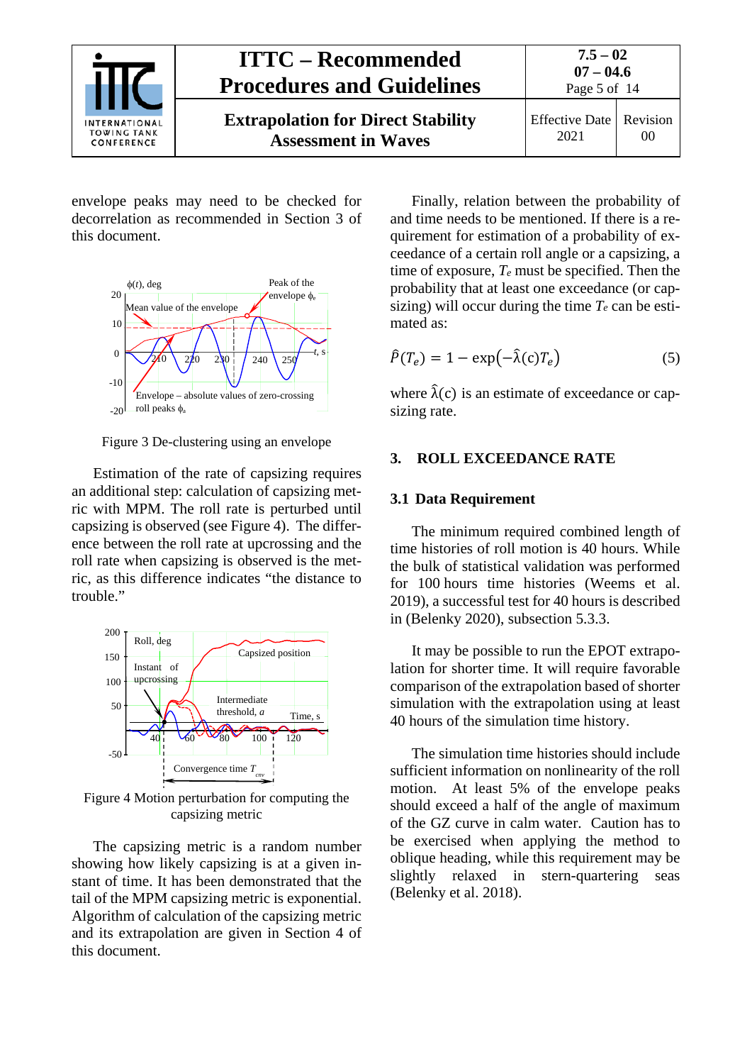envelope peaks may need to be checked for decorrelation as recommended in Section 3 of this document.

Figure 3 De-clustering using an envelope

Estimation of the rate of capsizing requires an additional step: calculation of capsizing metric with MPM. The roll rate is perturbed until capsizing is observed (see Figure 4). The difference between the roll rate at upcrossing and the roll rate when capsizing is observed is the metric, as this difference indicates "the distance to trouble."

Figure 4 Motion perturbation for computing the capsizing metric

The capsizing metric is a random number showing how likely capsizing is at a given instant of time. It has been demonstrated that the tail of the MPM capsizing metric is exponential. Algorithm of calculation of the capsizing metric and its extrapolation are given in Section 4 of this document.

Finally, relation between the probability of and time needs to be mentioned. If there is a requirement for estimation of a probability of exceedance of a certain roll angle or a capsizing, a time of exposure, $T_e$ must be specified. Then the probability that at least one exceedance (or capsizing) will occur during the time $T_e$ can be estimated as:

$$\hat{P}(T_e) = 1 - \exp\left(-\hat{\lambda}(c)T_e\right) \tag{5}$$

where $\hat{\lambda}(c)$ is an estimate of exceedance or capsizing rate.

## 3. ROLL EXCEEDANCE RATE

### 3.1 Data Requirement

The minimum required combined length of time histories of roll motion is 40 hours. While the bulk of statistical validation was performed for 100 hours time histories (Weems et al. 2019), a successful test for 40 hours is described in (Belenky 2020), subsection 5.3.3.

It may be possible to run the EPOT extrapolation for shorter time. It will require favorable comparison of the extrapolation based of shorter simulation with the extrapolation using at least 40 hours of the simulation time history.

The simulation time histories should include sufficient information on nonlinearity of the roll motion. At least 5% of the envelope peaks should exceed a half of the angle of maximum of the GZ curve in calm water. Caution has to be exercised when applying the method to oblique heading, while this requirement may be slightly relaxed in stern-quartering seas (Belenky et al. 2018).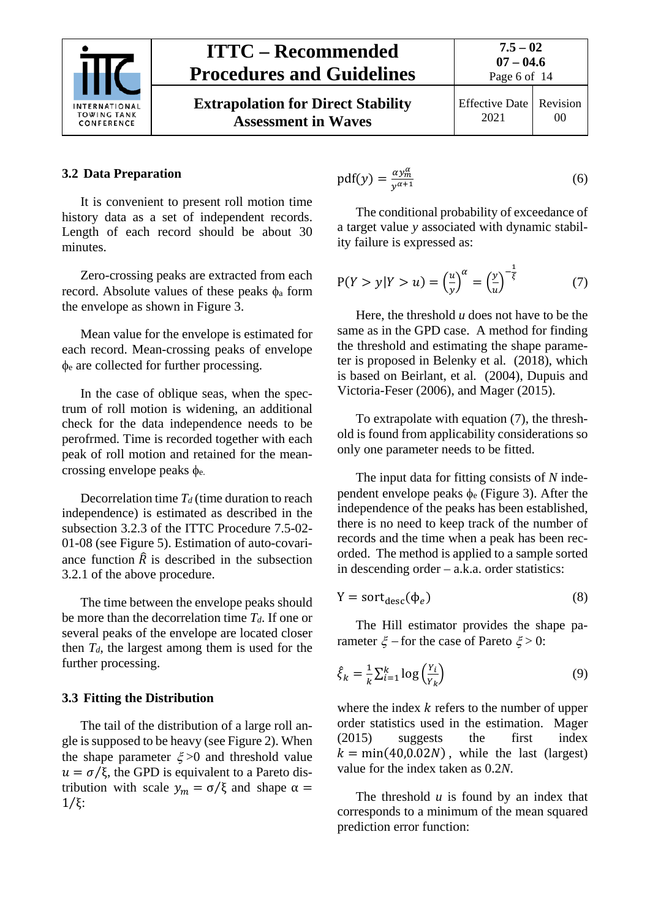### 3.2 Data Preparation

It is convenient to present roll motion time history data as a set of independent records. Length of each record should be about 30 minutes.

Zero-crossing peaks are extracted from each record. Absolute values of these peaks $\phi_a$ form the envelope as shown in Figure 3.

Mean value for the envelope is estimated for each record. Mean-crossing peaks of envelope $\phi_e$ are collected for further processing.

In the case of oblique seas, when the spectrum of roll motion is widening, an additional check for the data independence needs to be perofrmed. Time is recorded together with each peak of roll motion and retained for the mean-crossing envelope peaks $\phi_e$.

Decorrelation time $T_d$ (time duration to reach independence) is estimated as described in the subsection 3.2.3 of the ITTC Procedure 7.5-02-01-08 (see Figure 5). Estimation of auto-covariance function $\hat{R}$ is described in the subsection 3.2.1 of the above procedure.

The time between the envelope peaks should be more than the decorrelation time $T_d$. If one or several peaks of the envelope are located closer then $T_d$, the largest among them is used for the further processing.

### 3.3 Fitting the Distribution

The tail of the distribution of a large roll angle is supposed to be heavy (see Figure 2). When the shape parameter $\xi$>0 and threshold value $u = \sigma/\xi$, the GPD is equivalent to a Pareto distribution with scale $y_m = \sigma/\xi$ and shape $\alpha = 1/\xi$:

$$\text{pdf}(y) = \frac{\alpha y_m^\alpha}{y^{\alpha+1}} \tag{6}$$

The conditional probability of exceedance of a target value $y$ associated with dynamic stability failure is expressed as:

$$\text{P}(Y > y|Y > u) = \left(\frac{u}{y}\right)^\alpha = \left(\frac{y}{u}\right)^{-\frac{1}{\xi}} \tag{7}$$

Here, the threshold $u$ does not have to be the same as in the GPD case. A method for finding the threshold and estimating the shape parameter is proposed in Belenky et al. (2018), which is based on Beirlant, et al. (2004), Dupuis and Victoria-Feser (2006), and Mager (2015).

To extrapolate with equation (7), the threshold is found from applicability considerations so only one parameter needs to be fitted.

The input data for fitting consists of $N$ independent envelope peaks $\phi_e$ (Figure 3). After the independence of the peaks has been established, there is no need to keep track of the number of records and the time when a peak has been recorded. The method is applied to a sample sorted in descending order – a.k.a. order statistics:

$$\text{Y} = \text{sort}_{\text{desc}}(\phi_e) \tag{8}$$

The Hill estimator provides the shape parameter $\xi$ – for the case of Pareto $\xi > 0$:

$$\hat{\xi}_k = \frac{1}{k}\sum_{i=1}^{k} \log\left(\frac{Y_i}{Y_k}\right) \tag{9}$$

where the index $k$ refers to the number of upper order statistics used in the estimation. Mager (2015) suggests the first index $k = \min(40, 0.02N)$, while the last (largest) value for the index taken as $0.2N$.

The threshold $u$ is found by an index that corresponds to a minimum of the mean squared prediction error function: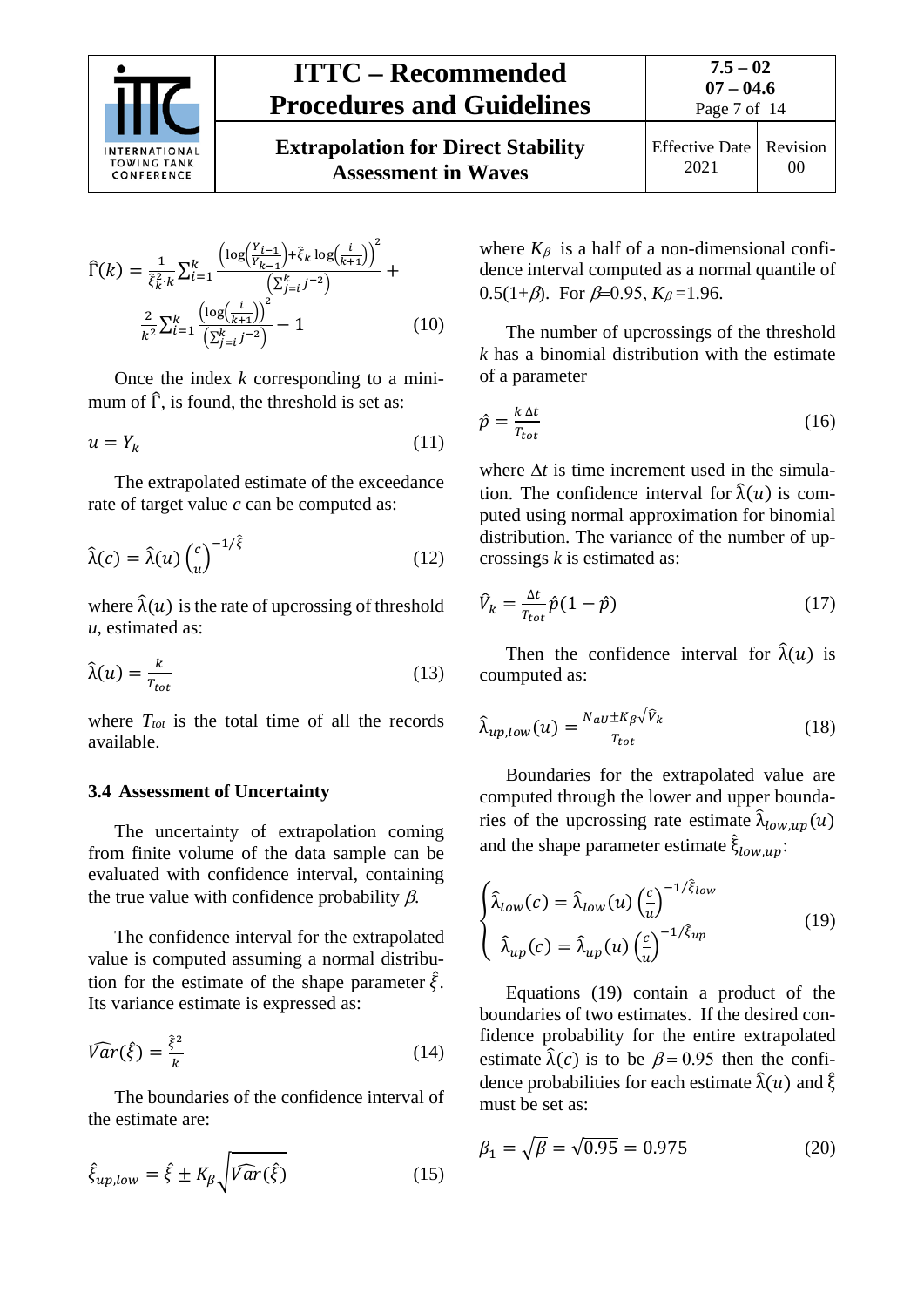$$\hat{\Gamma}(k) = \frac{1}{\hat{\xi}_k^2 \cdot k} \sum_{i=1}^{k} \frac{\left(\log\left(\frac{Y_{i-1}}{Y_{k-1}}\right) + \hat{\xi}_k \log\left(\frac{i}{k+1}\right)\right)^2}{\left(\sum_{j=i}^{k} j^{-2}\right)} + \frac{2}{k^2} \sum_{i=1}^{k} \frac{\left(\log\left(\frac{i}{k+1}\right)\right)^2}{\left(\sum_{j=i}^{k} j^{-2}\right)} - 1 \tag{10}$$

Once the index $k$ corresponding to a minimum of $\hat{\Gamma}$, is found, the threshold is set as:

$$u = Y_k \tag{11}$$

The extrapolated estimate of the exceedance rate of target value $c$ can be computed as:

$$\hat{\lambda}(c) = \hat{\lambda}(u) \left(\frac{c}{u}\right)^{-1/\hat{\xi}} \tag{12}$$

where $\hat{\lambda}(u)$ is the rate of upcrossing of threshold $u$, estimated as:

$$\hat{\lambda}(u) = \frac{k}{T_{tot}} \tag{13}$$

where $T_{tot}$ is the total time of all the records available.

### 3.4 Assessment of Uncertainty

The uncertainty of extrapolation coming from finite volume of the data sample can be evaluated with confidence interval, containing the true value with confidence probability $\beta$.

The confidence interval for the extrapolated value is computed assuming a normal distribution for the estimate of the shape parameter $\hat{\xi}$. Its variance estimate is expressed as:

$$\widehat{Var}(\hat{\xi}) = \frac{\hat{\xi}^2}{k} \tag{14}$$

The boundaries of the confidence interval of the estimate are:

$$\hat{\xi}_{up,low} = \hat{\xi} \pm K_\beta \sqrt{\widehat{Var}(\hat{\xi})} \tag{15}$$

where $K_\beta$ is a half of a non-dimensional confidence interval computed as a normal quantile of $0.5(1+\beta)$. For $\beta$=0.95, $K_\beta$=1.96.

The number of upcrossings of the threshold $k$ has a binomial distribution with the estimate of a parameter

$$\hat{p} = \frac{k\,\Delta t}{T_{tot}} \tag{16}$$

where $\Delta t$ is time increment used in the simulation. The confidence interval for $\hat{\lambda}(u)$ is computed using normal approximation for binomial distribution. The variance of the number of upcrossings $k$ is estimated as:

$$\hat{V}_k = \frac{\Delta t}{T_{tot}} \hat{p}(1-\hat{p}) \tag{17}$$

Then the confidence interval for $\hat{\lambda}(u)$ is cuomputed as:

$$\hat{\lambda}_{up,low}(u) = \frac{N_{aU} \pm K_\beta \sqrt{\hat{V}_k}}{T_{tot}} \tag{18}$$

Boundaries for the extrapolated value are computed through the lower and upper boundaries of the upcrossing rate estimate $\hat{\lambda}_{low,up}(u)$ and the shape parameter estimate $\hat{\xi}_{low,up}$:

$$\begin{cases} \hat{\lambda}_{low}(c) = \hat{\lambda}_{low}(u) \left(\frac{c}{u}\right)^{-1/\hat{\xi}_{low}} \\ \hat{\lambda}_{up}(c) = \hat{\lambda}_{up}(u) \left(\frac{c}{u}\right)^{-1/\hat{\xi}_{up}} \end{cases} \tag{19}$$

Equations (19) contain a product of the boundaries of two estimates. If the desired confidence probability for the entire extrapolated estimate $\hat{\lambda}(c)$ is to be $\beta = 0.95$ then the confidence probabilities for each estimate $\hat{\lambda}(u)$ and $\hat{\xi}$ must be set as:

$$\beta_1 = \sqrt{\beta} = \sqrt{0.95} = 0.975 \tag{20}$$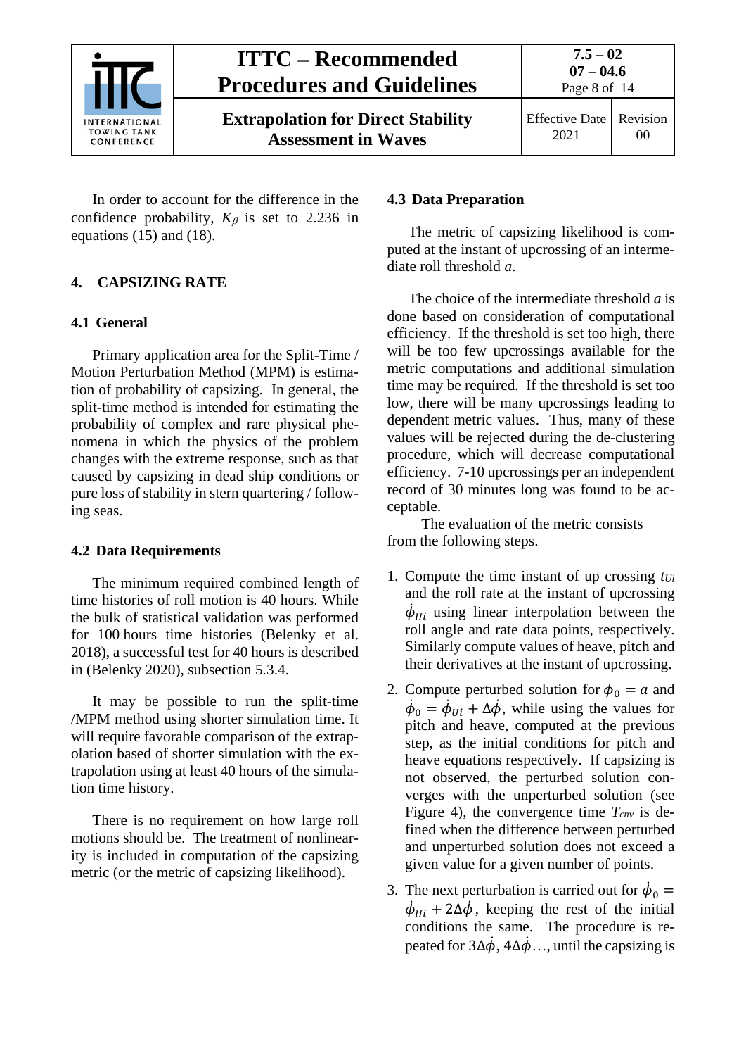In order to account for the difference in the confidence probability, $K_\beta$ is set to 2.236 in equations (15) and (18).

## 4. CAPSIZING RATE

### 4.1 General

Primary application area for the Split-Time / Motion Perturbation Method (MPM) is estimation of probability of capsizing. In general, the split-time method is intended for estimating the probability of complex and rare physical phenomena in which the physics of the problem changes with the extreme response, such as that caused by capsizing in dead ship conditions or pure loss of stability in stern quartering / following seas.

### 4.2 Data Requirements

The minimum required combined length of time histories of roll motion is 40 hours. While the bulk of statistical validation was performed for 100 hours time histories (Belenky et al. 2018), a successful test for 40 hours is described in (Belenky 2020), subsection 5.3.4.

It may be possible to run the split-time /MPM method using shorter simulation time. It will require favorable comparison of the extrapolation based of shorter simulation with the extrapolation using at least 40 hours of the simulation time history.

There is no requirement on how large roll motions should be. The treatment of nonlinearity is included in computation of the capsizing metric (or the metric of capsizing likelihood).

### 4.3 Data Preparation

The metric of capsizing likelihood is computed at the instant of upcrossing of an intermediate roll threshold *a*.

The choice of the intermediate threshold *a* is done based on consideration of computational efficiency. If the threshold is set too high, there will be too few upcrossings available for the metric computations and additional simulation time may be required. If the threshold is set too low, there will be many upcrossings leading to dependent metric values. Thus, many of these values will be rejected during the de-clustering procedure, which will decrease computational efficiency. 7-10 upcrossings per an independent record of 30 minutes long was found to be acceptable.

The evaluation of the metric consists from the following steps.

1. Compute the time instant of up crossing $t_{Ui}$ and the roll rate at the instant of upcrossing $\dot{\phi}_{Ui}$ using linear interpolation between the roll angle and rate data points, respectively. Similarly compute values of heave, pitch and their derivatives at the instant of upcrossing.
2. Compute perturbed solution for $\phi_0 = a$ and $\dot{\phi}_0 = \dot{\phi}_{Ui} + \Delta\dot{\phi}$, while using the values for pitch and heave, computed at the previous step, as the initial conditions for pitch and heave equations respectively. If capsizing is not observed, the perturbed solution converges with the unperturbed solution (see Figure 4), the convergence time $T_{cnv}$ is defined when the difference between perturbed and unperturbed solution does not exceed a given value for a given number of points.
3. The next perturbation is carried out for $\dot{\phi}_0 = \dot{\phi}_{Ui} + 2\Delta\dot{\phi}$, keeping the rest of the initial conditions the same. The procedure is repeated for $3\Delta\dot{\phi}$, $4\Delta\dot{\phi}$…, until the capsizing is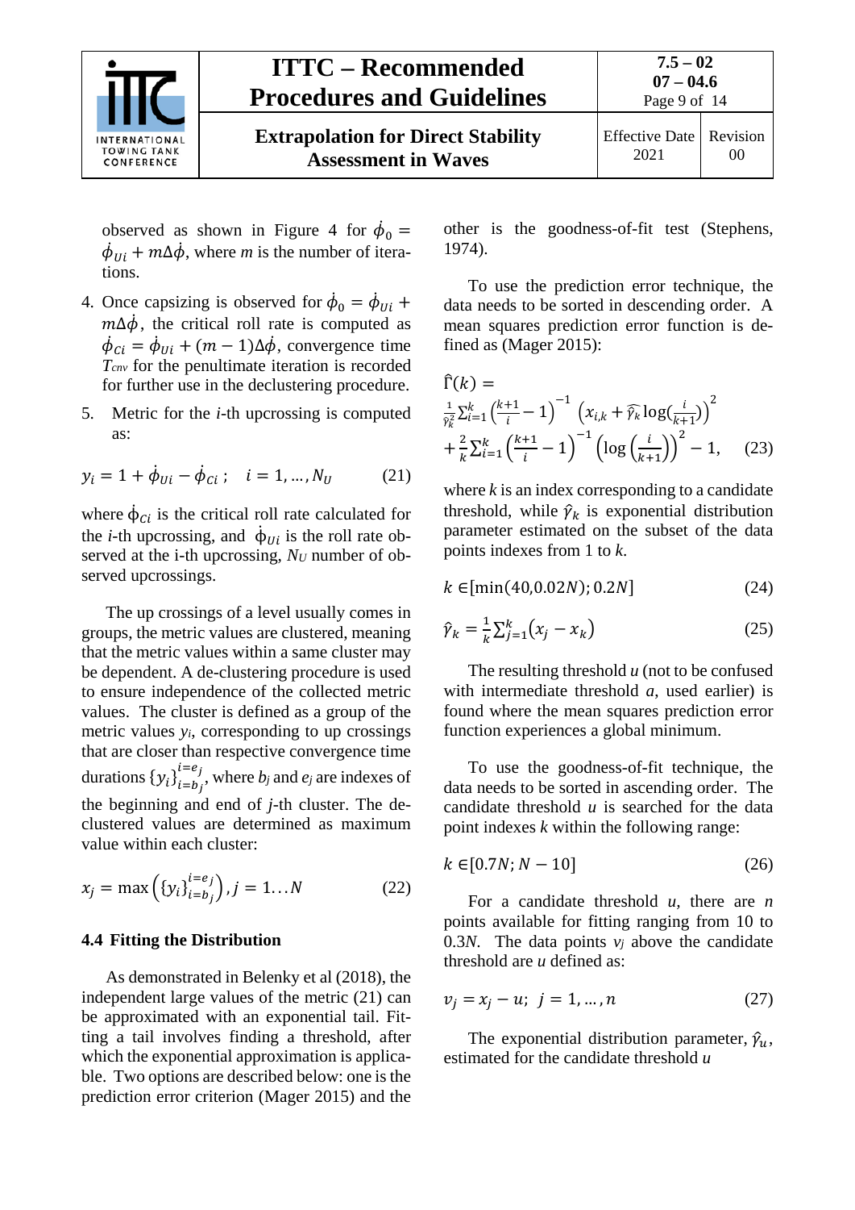observed as shown in Figure 4 for $\dot{\phi}_0 = \dot{\phi}_{Ui} + m\Delta\dot{\phi}$, where *m* is the number of iterations.

4. Once capsizing is observed for $\dot{\phi}_0 = \dot{\phi}_{Ui} + m\Delta\dot{\phi}$, the critical roll rate is computed as $\dot{\phi}_{Ci} = \dot{\phi}_{Ui} + (m-1)\Delta\dot{\phi}$, convergence time $T_{cnv}$ for the penultimate iteration is recorded for further use in the declustering procedure.
5. Metric for the *i*-th upcrossing is computed as:

$$y_i = 1 + \dot{\phi}_{Ui} - \dot{\phi}_{Ci}\,; \quad i = 1, \ldots, N_U \tag{21}$$

where $\dot{\phi}_{Ci}$ is the critical roll rate calculated for the *i*-th upcrossing, and $\dot{\phi}_{Ui}$ is the roll rate observed at the i-th upcrossing, $N_U$ number of observed upcrossings.

The up crossings of a level usually comes in groups, the metric values are clustered, meaning that the metric values within a same cluster may be dependent. A de-clustering procedure is used to ensure independence of the collected metric values. The cluster is defined as a group of the metric values $y_i$, corresponding to up crossings that are closer than respective convergence time durations $\{y_i\}_{i=b_j}^{i=e_j}$, where $b_j$ and $e_j$ are indexes of the beginning and end of *j*-th cluster. The de-clustered values are determined as maximum value within each cluster:

$$x_j = \max\left(\{y_i\}_{i=b_j}^{i=e_j}\right), j = 1 \ldots N \tag{22}$$

### 4.4 Fitting the Distribution

As demonstrated in Belenky et al (2018), the independent large values of the metric (21) can be approximated with an exponential tail. Fitting a tail involves finding a threshold, after which the exponential approximation is applicable. Two options are described below: one is the prediction error criterion (Mager 2015) and the other is the goodness-of-fit test (Stephens, 1974).

To use the prediction error technique, the data needs to be sorted in descending order. A mean squares prediction error function is defined as (Mager 2015):

$$\hat{\Gamma}(k) = \frac{1}{\hat{\gamma}_k^2}\sum_{i=1}^{k}\left(\frac{k+1}{i} - 1\right)^{-1}\left(x_{i,k} + \widehat{\gamma}_k \log\left(\frac{i}{k+1}\right)\right)^2 + \frac{2}{k}\sum_{i=1}^{k}\left(\frac{k+1}{i} - 1\right)^{-1}\left(\log\left(\frac{i}{k+1}\right)\right)^2 - 1, \tag{23}$$

where *k* is an index corresponding to a candidate threshold, while $\hat{\gamma}_k$ is exponential distribution parameter estimated on the subset of the data points indexes from 1 to *k*.

$$k \in [\min(40, 0.02N); 0.2N] \tag{24}$$

$$\hat{\gamma}_k = \frac{1}{k}\sum_{j=1}^{k}(x_j - x_k) \tag{25}$$

The resulting threshold *u* (not to be confused with intermediate threshold *a*, used earlier) is found where the mean squares prediction error function experiences a global minimum.

To use the goodness-of-fit technique, the data needs to be sorted in ascending order. The candidate threshold *u* is searched for the data point indexes *k* within the following range:

$$k \in [0.7N; N - 10] \tag{26}$$

For a candidate threshold *u*, there are *n* points available for fitting ranging from 10 to 0.3*N*. The data points $v_j$ above the candidate threshold are *u* defined as:

$$v_j = x_j - u; \ j = 1, \ldots, n \tag{27}$$

The exponential distribution parameter, $\hat{\gamma}_u$, estimated for the candidate threshold *u*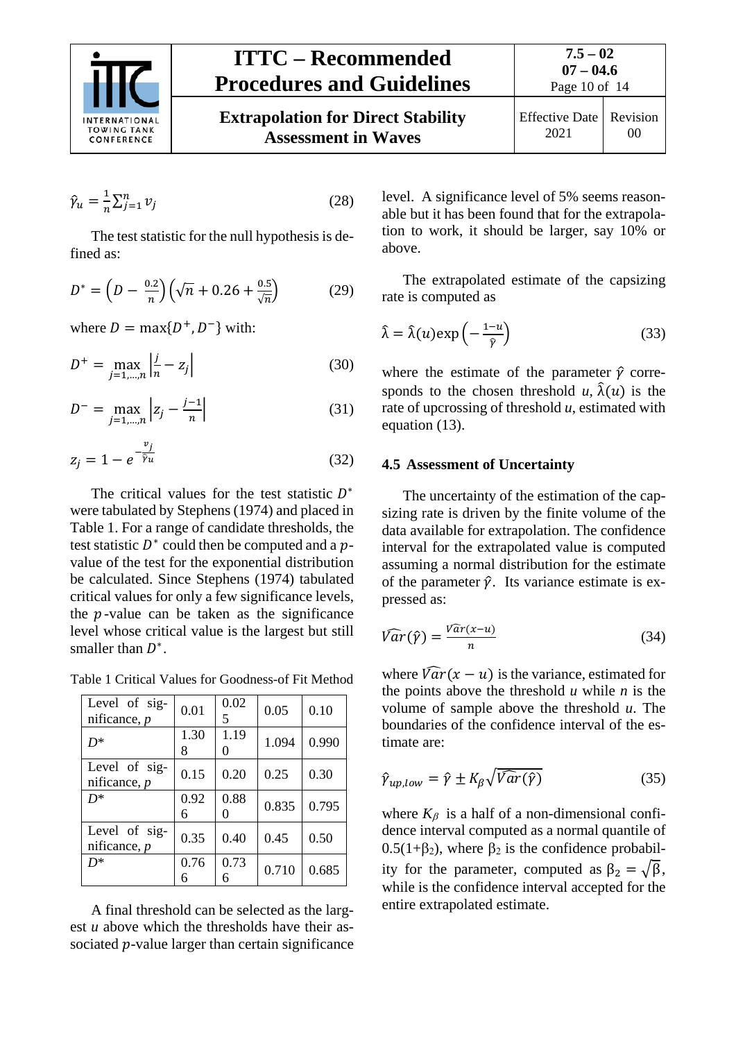$$\hat{\gamma}_u = \frac{1}{n}\sum_{j=1}^{n} v_j \tag{28}$$

The test statistic for the null hypothesis is defined as:

$$D^* = \left(D - \frac{0.2}{n}\right)\left(\sqrt{n} + 0.26 + \frac{0.5}{\sqrt{n}}\right) \tag{29}$$

where $D = \max\{D^+, D^-\}$ with:

$$D^+ = \max_{j=1,\ldots,n}\left|\frac{j}{n} - z_j\right| \tag{30}$$

$$D^- = \max_{j=1,\ldots,n}\left|z_j - \frac{j-1}{n}\right| \tag{31}$$

$$z_j = 1 - e^{-\frac{v_j}{\hat{\gamma}_u}} \tag{32}$$

The critical values for the test statistic $D^*$ were tabulated by Stephens (1974) and placed in Table 1. For a range of candidate thresholds, the test statistic $D^*$ could then be computed and a $p$-value of the test for the exponential distribution be calculated. Since Stephens (1974) tabulated critical values for only a few significance levels, the $p$-value can be taken as the significance level whose critical value is the largest but still smaller than $D^*$.

Table 1 Critical Values for Goodness-of Fit Method

| Level of significance, $p$ | 0.01 | 0.025 | 0.05 | 0.10 |
|---|---|---|---|---|
| $D^*$ | 1.308 | 1.190 | 1.094 | 0.990 |
| Level of significance, $p$ | 0.15 | 0.20 | 0.25 | 0.30 |
| $D^*$ | 0.926 | 0.880 | 0.835 | 0.795 |
| Level of significance, $p$ | 0.35 | 0.40 | 0.45 | 0.50 |
| $D^*$ | 0.766 | 0.736 | 0.710 | 0.685 |

A final threshold can be selected as the largest $u$ above which the thresholds have their associated $p$-value larger than certain significance level. A significance level of 5% seems reasonable but it has been found that for the extrapolation to work, it should be larger, say 10% or above.

The extrapolated estimate of the capsizing rate is computed as

$$\hat{\lambda} = \hat{\lambda}(u)\exp\left(-\frac{1-u}{\hat{\gamma}}\right) \tag{33}$$

where the estimate of the parameter $\hat{\gamma}$ corresponds to the chosen threshold $u$, $\hat{\lambda}(u)$ is the rate of upcrossing of threshold $u$, estimated with equation (13).

### 4.5 Assessment of Uncertainty

The uncertainty of the estimation of the capsizing rate is driven by the finite volume of the data available for extrapolation. The confidence interval for the extrapolated value is computed assuming a normal distribution for the estimate of the parameter $\hat{\gamma}$. Its variance estimate is expressed as:

$$\widehat{Var}(\hat{\gamma}) = \frac{\widehat{Var}(x-u)}{n} \tag{34}$$

where $\widehat{Var}(x-u)$ is the variance, estimated for the points above the threshold $u$ while $n$ is the volume of sample above the threshold $u$. The boundaries of the confidence interval of the estimate are:

$$\hat{\gamma}_{up,low} = \hat{\gamma} \pm K_\beta\sqrt{\widehat{Var}(\hat{\gamma})} \tag{35}$$

where $K_\beta$ is a half of a non-dimensional confidence interval computed as a normal quantile of $0.5(1+\beta_2)$, where $\beta_2$ is the confidence probability for the parameter, computed as $\beta_2 = \sqrt{\beta}$, while is the confidence interval accepted for the entire extrapolated estimate.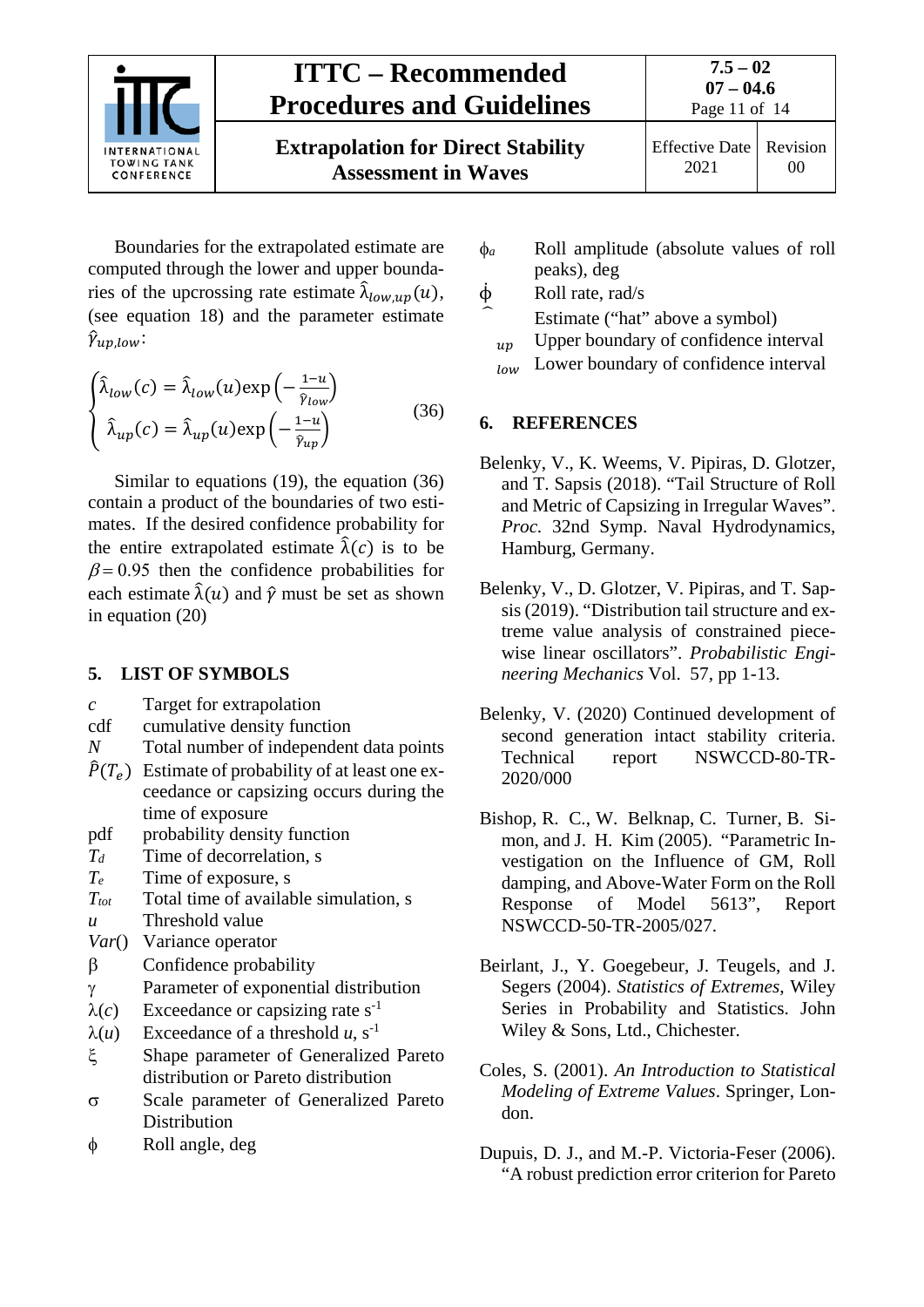Boundaries for the extrapolated estimate are computed through the lower and upper boundaries of the upcrossing rate estimate $\hat{\lambda}_{low,up}(u)$, (see equation 18) and the parameter estimate $\hat{\gamma}_{up,low}$:

$$\begin{cases} \hat{\lambda}_{low}(c) = \hat{\lambda}_{low}(u)\exp\left(-\frac{1-u}{\hat{\gamma}_{low}}\right) \\ \hat{\lambda}_{up}(c) = \hat{\lambda}_{up}(u)\exp\left(-\frac{1-u}{\hat{\gamma}_{up}}\right) \end{cases} \quad (36)$$

Similar to equations (19), the equation (36) contain a product of the boundaries of two estimates. If the desired confidence probability for the entire extrapolated estimate $\hat{\lambda}(c)$ is to be $\beta = 0.95$ then the confidence probabilities for each estimate $\hat{\lambda}(u)$ and $\hat{\gamma}$ must be set as shown in equation (20)

## 5. LIST OF SYMBOLS

| | |
|---|---|
| $c$ | Target for extrapolation |
| cdf | cumulative density function |
| $N$ | Total number of independent data points |
| $\hat{P}(T_e)$ | Estimate of probability of at least one exceedance or capsizing occurs during the time of exposure |
| pdf | probability density function |
| $T_d$ | Time of decorrelation, s |
| $T_e$ | Time of exposure, s |
| $T_{tot}$ | Total time of available simulation, s |
| $u$ | Threshold value |
| $Var()$ | Variance operator |
| $\beta$ | Confidence probability |
| $\gamma$ | Parameter of exponential distribution |
| $\lambda(c)$ | Exceedance or capsizing rate s$^{-1}$ |
| $\lambda(u)$ | Exceedance of a threshold $u$, s$^{-1}$ |
| $\xi$ | Shape parameter of Generalized Pareto distribution or Pareto distribution |
| $\sigma$ | Scale parameter of Generalized Pareto Distribution |
| $\phi$ | Roll angle, deg |
| $\phi_a$ | Roll amplitude (absolute values of roll peaks), deg |
| $\dot{\phi}$ | Roll rate, rad/s |
| $\hat{}$ | Estimate ("hat" above a symbol) |
| $_{up}$ | Upper boundary of confidence interval |
| $_{low}$ | Lower boundary of confidence interval |

## 6. REFERENCES

Belenky, V., K. Weems, V. Pipiras, D. Glotzer, and T. Sapsis (2018). "Tail Structure of Roll and Metric of Capsizing in Irregular Waves". *Proc.* 32nd Symp. Naval Hydrodynamics, Hamburg, Germany.

Belenky, V., D. Glotzer, V. Pipiras, and T. Sapsis (2019). "Distribution tail structure and extreme value analysis of constrained piecewise linear oscillators". *Probabilistic Engineering Mechanics* Vol. 57, pp 1-13.

Belenky, V. (2020) Continued development of second generation intact stability criteria. Technical report NSWCCD-80-TR-2020/000

Bishop, R. C., W. Belknap, C. Turner, B. Simon, and J. H. Kim (2005). "Parametric Investigation on the Influence of GM, Roll damping, and Above-Water Form on the Roll Response of Model 5613", Report NSWCCD-50-TR-2005/027.

Beirlant, J., Y. Goegebeur, J. Teugels, and J. Segers (2004). *Statistics of Extremes*, Wiley Series in Probability and Statistics. John Wiley & Sons, Ltd., Chichester.

Coles, S. (2001). *An Introduction to Statistical Modeling of Extreme Values*. Springer, London.

Dupuis, D. J., and M.-P. Victoria-Feser (2006). "A robust prediction error criterion for Pareto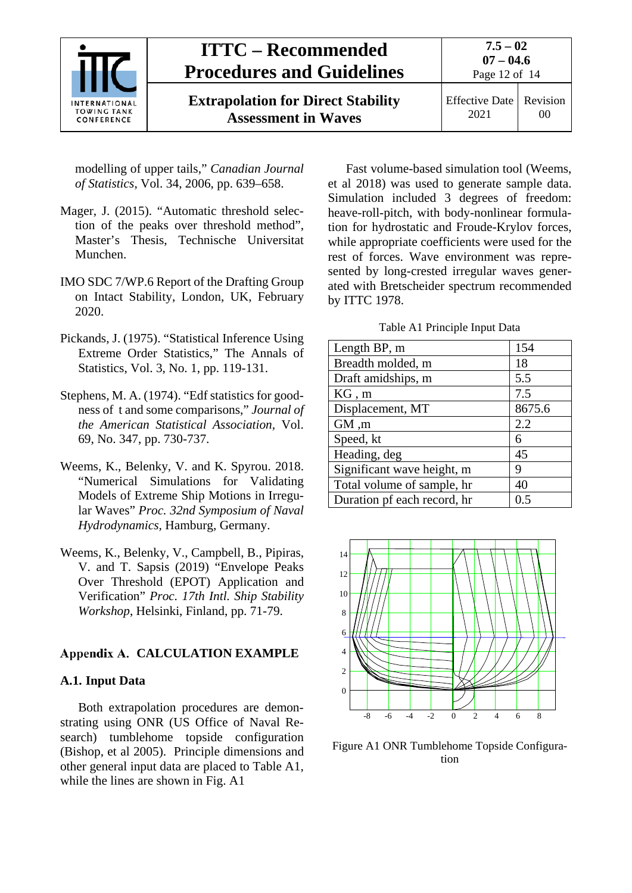modelling of upper tails," *Canadian Journal of Statistics*, Vol. 34, 2006, pp. 639–658.

Mager, J. (2015). "Automatic threshold selection of the peaks over threshold method", Master's Thesis, Technische Universitat Munchen.

IMO SDC 7/WP.6 Report of the Drafting Group on Intact Stability, London, UK, February 2020.

Pickands, J. (1975). "Statistical Inference Using Extreme Order Statistics," The Annals of Statistics, Vol. 3, No. 1, pp. 119-131.

Stephens, M. A. (1974). "Edf statistics for goodness of t and some comparisons," *Journal of the American Statistical Association*, Vol. 69, No. 347, pp. 730-737.

Weems, K., Belenky, V. and K. Spyrou. 2018. "Numerical Simulations for Validating Models of Extreme Ship Motions in Irregular Waves" *Proc. 32nd Symposium of Naval Hydrodynamics*, Hamburg, Germany.

Weems, K., Belenky, V., Campbell, B., Pipiras, V. and T. Sapsis (2019) "Envelope Peaks Over Threshold (EPOT) Application and Verification" *Proc. 17th Intl. Ship Stability Workshop*, Helsinki, Finland, pp. 71-79.

## Appendix A. CALCULATION EXAMPLE

### A.1. Input Data

Both extrapolation procedures are demonstrating using ONR (US Office of Naval Research) tumblehome topside configuration (Bishop, et al 2005). Principle dimensions and other general input data are placed to Table A1, while the lines are shown in Fig. A1

Fast volume-based simulation tool (Weems, et al 2018) was used to generate sample data. Simulation included 3 degrees of freedom: heave-roll-pitch, with body-nonlinear formulation for hydrostatic and Froude-Krylov forces, while appropriate coefficients were used for the rest of forces. Wave environment was represented by long-crested irregular waves generated with Bretscheider spectrum recommended by ITTC 1978.

Table A1 Principle Input Data

| | |
|---|---|
| Length BP, m | 154 |
| Breadth molded, m | 18 |
| Draft amidships, m | 5.5 |
| KG , m | 7.5 |
| Displacement, MT | 8675.6 |
| GM ,m | 2.2 |
| Speed, kt | 6 |
| Heading, deg | 45 |
| Significant wave height, m | 9 |
| Total volume of sample, hr | 40 |
| Duration pf each record, hr | 0.5 |

Figure A1 ONR Tumblehome Topside Configuration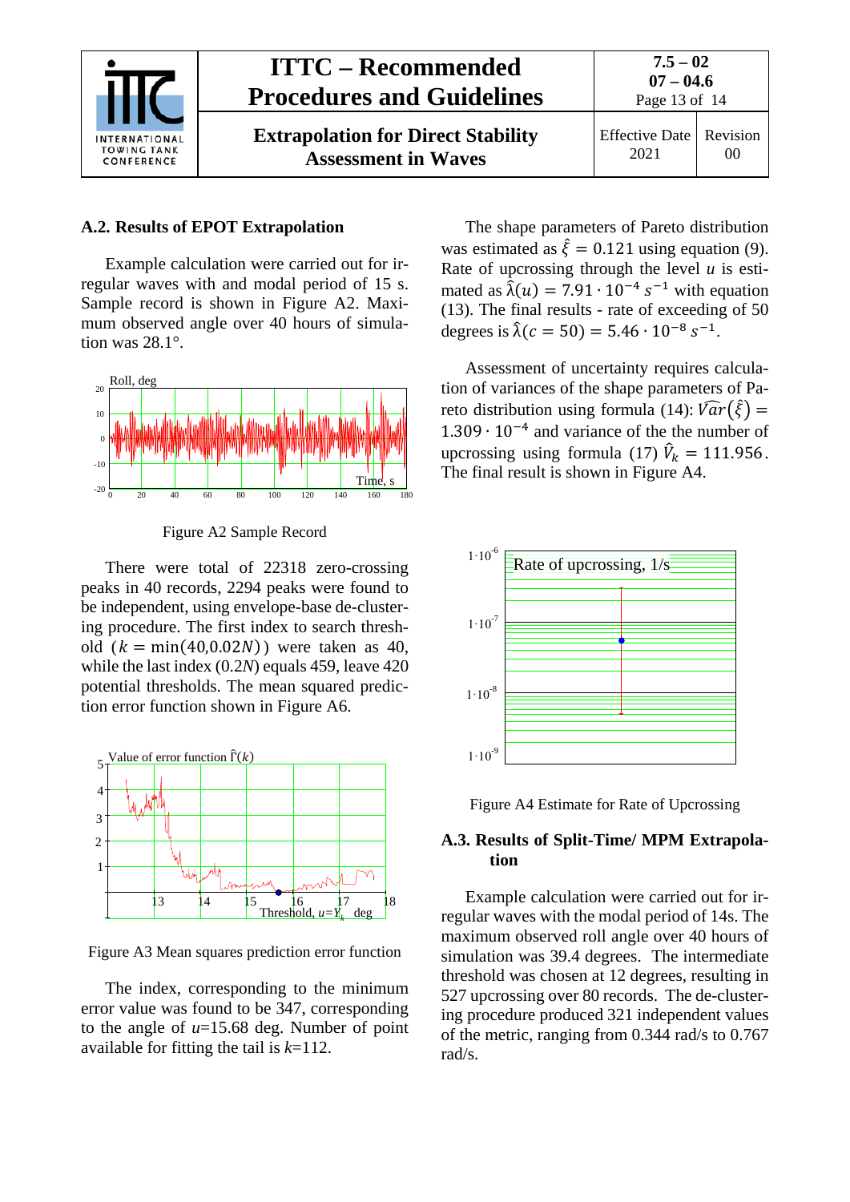## A.2. Results of EPOT Extrapolation

Example calculation were carried out for irregular waves with and modal period of 15 s. Sample record is shown in Figure A2. Maximum observed angle over 40 hours of simulation was 28.1°.

Figure A2 Sample Record

There were total of 22318 zero-crossing peaks in 40 records, 2294 peaks were found to be independent, using envelope-base de-clustering procedure. The first index to search threshold ($k = \min(40, 0.02N)$) were taken as 40, while the last index ($0.2N$) equals 459, leave 420 potential thresholds. The mean squared prediction error function shown in Figure A6.

Figure A3 Mean squares prediction error function

The index, corresponding to the minimum error value was found to be 347, corresponding to the angle of $u$=15.68 deg. Number of point available for fitting the tail is $k$=112.

The shape parameters of Pareto distribution was estimated as $\hat{\xi} = 0.121$ using equation (9). Rate of upcrossing through the level $u$ is estimated as $\hat{\lambda}(u) = 7.91 \cdot 10^{-4}\ s^{-1}$ with equation (13). The final results - rate of exceeding of 50 degrees is $\hat{\lambda}(c = 50) = 5.46 \cdot 10^{-8}\ s^{-1}$.

Assessment of uncertainty requires calculation of variances of the shape parameters of Pareto distribution using formula (14): $\widehat{Var}(\hat{\xi}) = 1.309 \cdot 10^{-4}$ and variance of the the number of upcrossing using formula (17) $\hat{V}_k = 111.956$. The final result is shown in Figure A4.

Figure A4 Estimate for Rate of Upcrossing

## A.3. Results of Split-Time/ MPM Extrapolation

Example calculation were carried out for irregular waves with the modal period of 14s. The maximum observed roll angle over 40 hours of simulation was 39.4 degrees. The intermediate threshold was chosen at 12 degrees, resulting in 527 upcrossing over 80 records. The de-clustering procedure produced 321 independent values of the metric, ranging from 0.344 rad/s to 0.767 rad/s.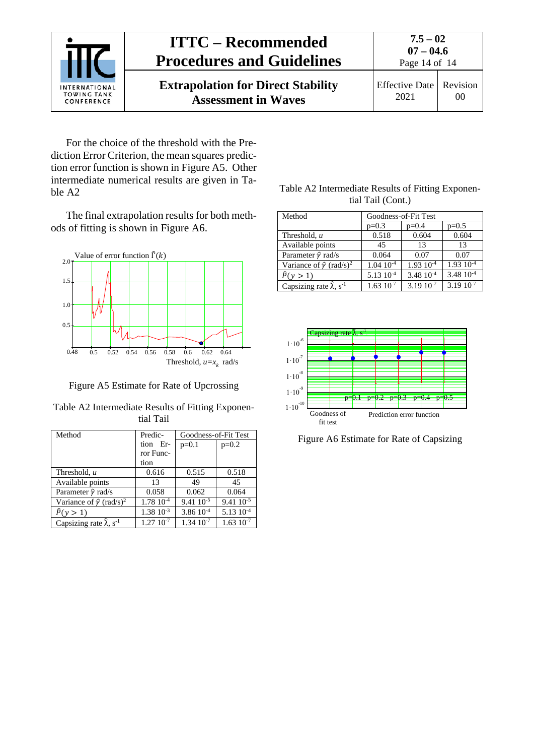For the choice of the threshold with the Prediction Error Criterion, the mean squares prediction error function is shown in Figure A5. Other intermediate numerical results are given in Table A2

The final extrapolation results for both methods of fitting is shown in Figure A6.

Value of error function $\hat{\Gamma}(k)$

2.0

1.5

1.0

0.5

0.48 0.5 0.52 0.54 0.56 0.58 0.6 0.62 0.64

Threshold, $u=x_k$ rad/s

Figure A5 Estimate for Rate of Upcrossing

Table A2 Intermediate Results of Fitting Exponential Tail

| Method | Prediction Error Function | Goodness-of-Fit Test | |
|---|---|---|---|
| | | p=0.1 | p=0.2 |
| Threshold, $u$ | 0.616 | 0.515 | 0.518 |
| Available points | 13 | 49 | 45 |
| Parameter $\hat{\gamma}$ rad/s | 0.058 | 0.062 | 0.064 |
| Variance of $\hat{\gamma}$ (rad/s)$^2$ | 1.78 $10^{-4}$ | 9.41 $10^{-5}$ | 9.41 $10^{-5}$ |
| $\hat{P}(y>1)$ | 1.38 $10^{-3}$ | 3.86 $10^{-4}$ | 5.13 $10^{-4}$ |
| Capsizing rate $\hat{\lambda}$, s$^{-1}$ | 1.27 $10^{-7}$ | 1.34 $10^{-7}$ | 1.63 $10^{-7}$ |

Table A2 Intermediate Results of Fitting Exponential Tail (Cont.)

| Method | Goodness-of-Fit Test | | |
|---|---|---|---|
| | p=0.3 | p=0.4 | p=0.5 |
| Threshold, $u$ | 0.518 | 0.604 | 0.604 |
| Available points | 45 | 13 | 13 |
| Parameter $\hat{\gamma}$ rad/s | 0.064 | 0.07 | 0.07 |
| Variance of $\hat{\gamma}$ (rad/s)$^2$ | 1.04 $10^{-4}$ | 1.93 $10^{-4}$ | 1.93 $10^{-4}$ |
| $\hat{P}(y>1)$ | 5.13 $10^{-4}$ | 3.48 $10^{-4}$ | 3.48 $10^{-4}$ |
| Capsizing rate $\hat{\lambda}$, s$^{-1}$ | 1.63 $10^{-7}$ | 3.19 $10^{-7}$ | 3.19 $10^{-7}$ |

Capsizing rate $\hat{\lambda}$, s$^{-1}$

$1\cdot10^{-6}$

$1\cdot10^{-7}$

$1\cdot10^{-8}$

$1\cdot10^{-9}$

$1\cdot10^{-10}$

p=0.1 p=0.2 p=0.3 p=0.4 p=0.5

Goodness of fit test

Prediction error function

Figure A6 Estimate for Rate of Capsizing